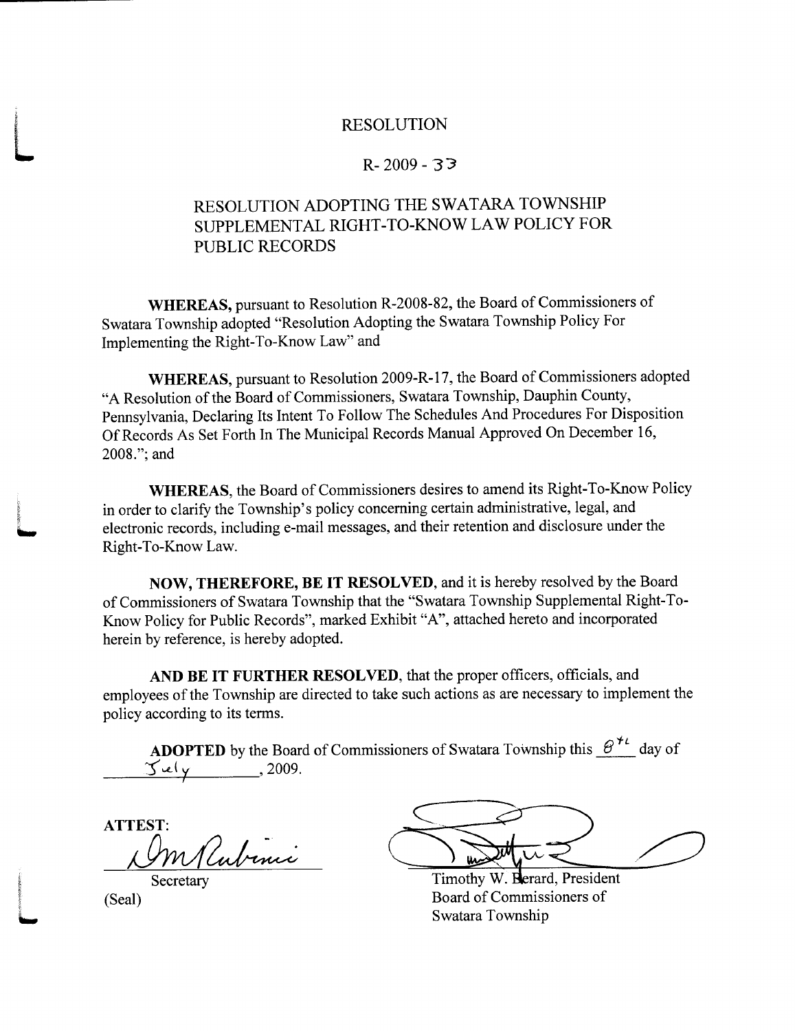# RESOLUTION

## R- 2009 - 33

### RESOLUTION ADOPTING THE SWATARA TOWNSHIP SUPPLEMENTAL RIGHT-TO-KNOW LAW POLICY FOR PUBLIC RECORDS

**WHEREAS,** pursuant to Resolution R-2008-82, the Board of Commissioners of Swatara Township adopted "Resolution Adopting the Swatara Township Policy For Implementing the Right-To-Know Law" and

**WHEREAS,** pursuant to Resolution 2009-R-17, the Board of Commissioners adopted "A Resolution of the Board of Commissioners, Swatara Township, Dauphin County, Pennsylvania, Declaring Its Intent To Follow The Schedules And Procedures For Disposition Of Records As Set Forth In The Municipal Records Manual Approved On December 16, 2008."; and

**WHEREAS,** the Board of Commissioners desires to amend its Right-To-Know Policy in order to clarify the Township's policy concerning certain administrative, legal, and electronic records, including e-mail messages, and their retention and disclosure under the Right-To-Know Law.

**NOW, THEREFORE, BE IT RESOLVED,** and it is hereby resolved by the Board of Commissioners of Swatara Township that the "Swatara Township Supplemental Right-To-Know Policy for Public Records", marked Exhibit "A", attached hereto and incorporated herein by reference, is hereby adopted.

**AND BE IT FURTHER RESOLVED,** that the proper officers, officials, and employees of the Township are directed to take such actions as are necessary to implement the policy according to its terms.

**ADOPTED** by the Board of Commissioners of Swatara Township this 8th day of July, 2009.

**ATTEST:**

Secretary

(Seal)

Timothy W. Berard, President
Board of Commissioners of
Swatara Township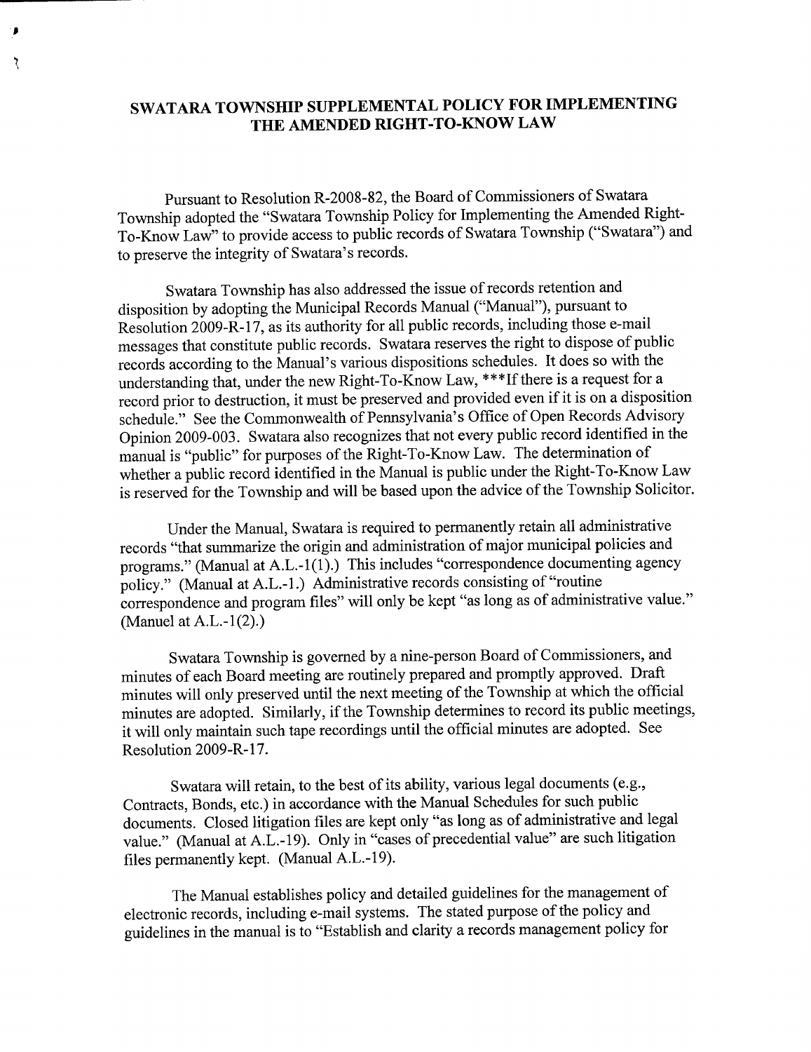# SWATARA TOWNSHIP SUPPLEMENTAL POLICY FOR IMPLEMENTING THE AMENDED RIGHT-TO-KNOW LAW

Pursuant to Resolution R-2008-82, the Board of Commissioners of Swatara Township adopted the "Swatara Township Policy for Implementing the Amended Right-To-Know Law" to provide access to public records of Swatara Township ("Swatara") and to preserve the integrity of Swatara's records.

Swatara Township has also addressed the issue of records retention and disposition by adopting the Municipal Records Manual ("Manual"), pursuant to Resolution 2009-R-17, as its authority for all public records, including those e-mail messages that constitute public records. Swatara reserves the right to dispose of public records according to the Manual's various dispositions schedules. It does so with the understanding that, under the new Right-To-Know Law, ***If there is a request for a record prior to destruction, it must be preserved and provided even if it is on a disposition schedule." See the Commonwealth of Pennsylvania's Office of Open Records Advisory Opinion 2009-003. Swatara also recognizes that not every public record identified in the manual is "public" for purposes of the Right-To-Know Law. The determination of whether a public record identified in the Manual is public under the Right-To-Know Law is reserved for the Township and will be based upon the advice of the Township Solicitor.

Under the Manual, Swatara is required to permanently retain all administrative records "that summarize the origin and administration of major municipal policies and programs." (Manual at A.L.-1(1).) This includes "correspondence documenting agency policy." (Manual at A.L.-1.) Administrative records consisting of "routine correspondence and program files" will only be kept "as long as of administrative value." (Manuel at A.L.-1(2).)

Swatara Township is governed by a nine-person Board of Commissioners, and minutes of each Board meeting are routinely prepared and promptly approved. Draft minutes will only preserved until the next meeting of the Township at which the official minutes are adopted. Similarly, if the Township determines to record its public meetings, it will only maintain such tape recordings until the official minutes are adopted. See Resolution 2009-R-17.

Swatara will retain, to the best of its ability, various legal documents (e.g., Contracts, Bonds, etc.) in accordance with the Manual Schedules for such public documents. Closed litigation files are kept only "as long as of administrative and legal value." (Manual at A.L.-19). Only in "cases of precedential value" are such litigation files permanently kept. (Manual A.L.-19).

The Manual establishes policy and detailed guidelines for the management of electronic records, including e-mail systems. The stated purpose of the policy and guidelines in the manual is to "Establish and clarity a records management policy for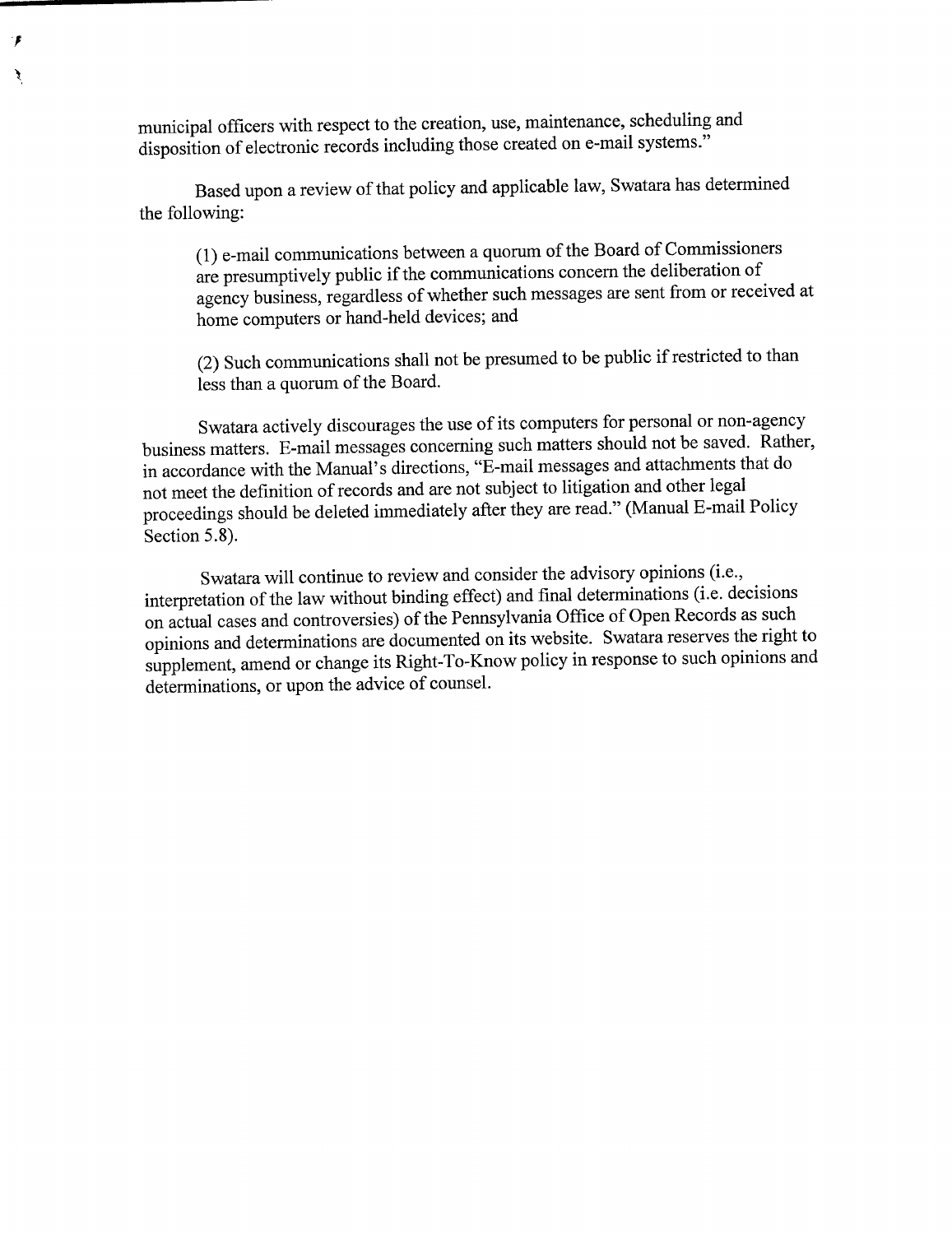municipal officers with respect to the creation, use, maintenance, scheduling and disposition of electronic records including those created on e-mail systems."

Based upon a review of that policy and applicable law, Swatara has determined the following:

> (1) e-mail communications between a quorum of the Board of Commissioners are presumptively public if the communications concern the deliberation of agency business, regardless of whether such messages are sent from or received at home computers or hand-held devices; and
>
> (2) Such communications shall not be presumed to be public if restricted to than less than a quorum of the Board.

Swatara actively discourages the use of its computers for personal or non-agency business matters. E-mail messages concerning such matters should not be saved. Rather, in accordance with the Manual's directions, "E-mail messages and attachments that do not meet the definition of records and are not subject to litigation and other legal proceedings should be deleted immediately after they are read." (Manual E-mail Policy Section 5.8).

Swatara will continue to review and consider the advisory opinions (i.e., interpretation of the law without binding effect) and final determinations (i.e. decisions on actual cases and controversies) of the Pennsylvania Office of Open Records as such opinions and determinations are documented on its website. Swatara reserves the right to supplement, amend or change its Right-To-Know policy in response to such opinions and determinations, or upon the advice of counsel.